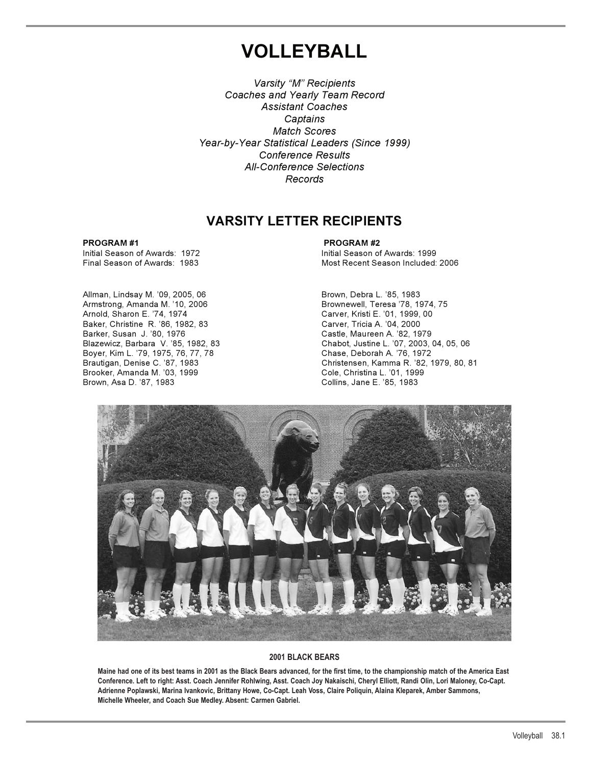# VOLLEYBALL

*Varsity "M" Recipients*
*Coaches and Yearly Team Record*
*Assistant Coaches*
*Captains*
*Match Scores*
*Year-by-Year Statistical Leaders (Since 1999)*
*Conference Results*
*All-Conference Selections*
*Records*

## VARSITY LETTER RECIPIENTS

**PROGRAM #1**
Initial Season of Awards: 1972
Final Season of Awards: 1983

**PROGRAM #2**
Initial Season of Awards: 1999
Most Recent Season Included: 2006

Allman, Lindsay M. '09, 2005, 06
Armstrong, Amanda M. '10, 2006
Arnold, Sharon E. '74, 1974
Baker, Christine R. '86, 1982, 83
Barker, Susan J. '80, 1976
Blazewicz, Barbara V. '85, 1982, 83
Boyer, Kim L. '79, 1975, 76, 77, 78
Brautigan, Denise C. '87, 1983
Brooker, Amanda M. '03, 1999
Brown, Asa D. '87, 1983
Brown, Debra L. '85, 1983
Brownewell, Teresa '78, 1974, 75
Carver, Kristi E. '01, 1999, 00
Carver, Tricia A. '04, 2000
Castle, Maureen A. '82, 1979
Chabot, Justine L. '07, 2003, 04, 05, 06
Chase, Deborah A. '76, 1972
Christensen, Kamma R. '82, 1979, 80, 81
Cole, Christina L. '01, 1999
Collins, Jane E. '85, 1983

**2001 BLACK BEARS**

**Maine had one of its best teams in 2001 as the Black Bears advanced, for the first time, to the championship match of the America East Conference. Left to right: Asst. Coach Jennifer Rohlwing, Asst. Coach Joy Nakaischi, Cheryl Elliott, Randi Olin, Lori Maloney, Co-Capt. Adrienne Poplawski, Marina Ivankovic, Brittany Howe, Co-Capt. Leah Voss, Claire Poliquin, Alaina Kleparek, Amber Sammons, Michelle Wheeler, and Coach Sue Medley. Absent: Carmen Gabriel.**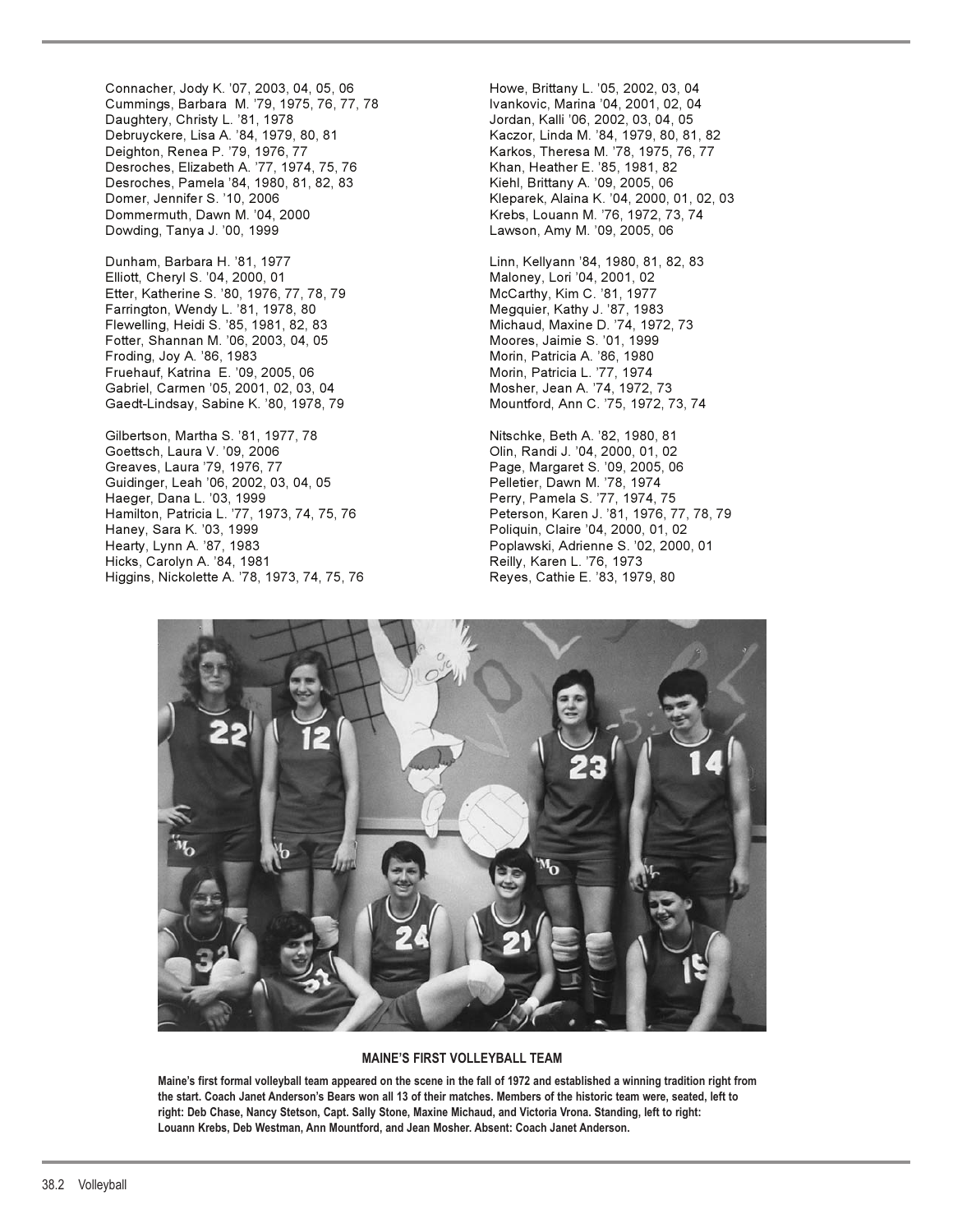Connacher, Jody K. '07, 2003, 04, 05, 06
Cummings, Barbara M. '79, 1975, 76, 77, 78
Daughtery, Christy L. '81, 1978
Debruyckere, Lisa A. '84, 1979, 80, 81
Deighton, Renea P. '79, 1976, 77
Desroches, Elizabeth A. '77, 1974, 75, 76
Desroches, Pamela '84, 1980, 81, 82, 83
Domer, Jennifer S. '10, 2006
Dommermuth, Dawn M. '04, 2000
Dowding, Tanya J. '00, 1999

Dunham, Barbara H. '81, 1977
Elliott, Cheryl S. '04, 2000, 01
Etter, Katherine S. '80, 1976, 77, 78, 79
Farrington, Wendy L. '81, 1978, 80
Flewelling, Heidi S. '85, 1981, 82, 83
Fotter, Shannan M. '06, 2003, 04, 05
Froding, Joy A. '86, 1983
Fruehauf, Katrina E. '09, 2005, 06
Gabriel, Carmen '05, 2001, 02, 03, 04
Gaedt-Lindsay, Sabine K. '80, 1978, 79

Gilbertson, Martha S. '81, 1977, 78
Goettsch, Laura V. '09, 2006
Greaves, Laura '79, 1976, 77
Guidinger, Leah '06, 2002, 03, 04, 05
Haeger, Dana L. '03, 1999
Hamilton, Patricia L. '77, 1973, 74, 75, 76
Haney, Sara K. '03, 1999
Hearty, Lynn A. '87, 1983
Hicks, Carolyn A. '84, 1981
Higgins, Nickolette A. '78, 1973, 74, 75, 76

Howe, Brittany L. '05, 2002, 03, 04
Ivankovic, Marina '04, 2001, 02, 04
Jordan, Kalli '06, 2002, 03, 04, 05
Kaczor, Linda M. '84, 1979, 80, 81, 82
Karkos, Theresa M. '78, 1975, 76, 77
Khan, Heather E. '85, 1981, 82
Kiehl, Brittany A. '09, 2005, 06
Kleparek, Alaina K. '04, 2000, 01, 02, 03
Krebs, Louann M. '76, 1972, 73, 74
Lawson, Amy M. '09, 2005, 06

Linn, Kellyann '84, 1980, 81, 82, 83
Maloney, Lori '04, 2001, 02
McCarthy, Kim C. '81, 1977
Megquier, Kathy J. '87, 1983
Michaud, Maxine D. '74, 1972, 73
Moores, Jaimie S. '01, 1999
Morin, Patricia A. '86, 1980
Morin, Patricia L. '77, 1974
Mosher, Jean A. '74, 1972, 73
Mountford, Ann C. '75, 1972, 73, 74

Nitschke, Beth A. '82, 1980, 81
Olin, Randi J. '04, 2000, 01, 02
Page, Margaret S. '09, 2005, 06
Pelletier, Dawn M. '78, 1974
Perry, Pamela S. '77, 1974, 75
Peterson, Karen J. '81, 1976, 77, 78, 79
Poliquin, Claire '04, 2000, 01, 02
Poplawski, Adrienne S. '02, 2000, 01
Reilly, Karen L. '76, 1973
Reyes, Cathie E. '83, 1979, 80

**MAINE'S FIRST VOLLEYBALL TEAM**

**Maine's first formal volleyball team appeared on the scene in the fall of 1972 and established a winning tradition right from the start. Coach Janet Anderson's Bears won all 13 of their matches. Members of the historic team were, seated, left to right: Deb Chase, Nancy Stetson, Capt. Sally Stone, Maxine Michaud, and Victoria Vrona. Standing, left to right: Louann Krebs, Deb Westman, Ann Mountford, and Jean Mosher. Absent: Coach Janet Anderson.**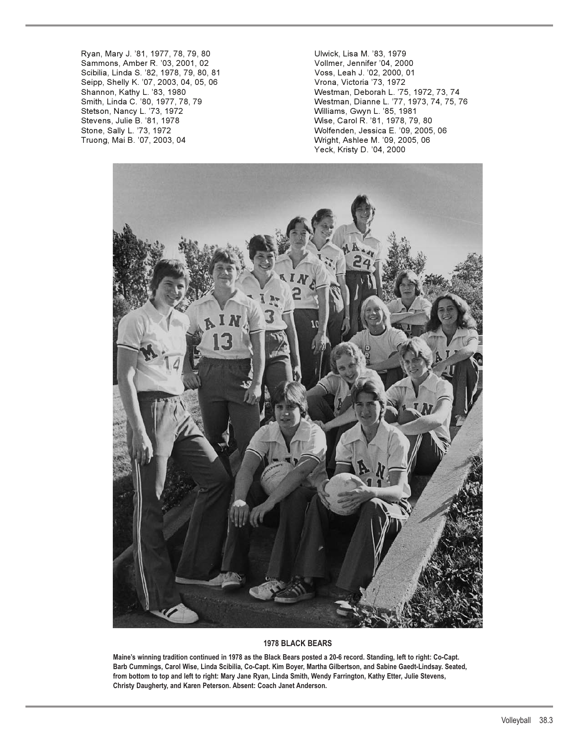Ryan, Mary J. '81, 1977, 78, 79, 80
Sammons, Amber R. '03, 2001, 02
Scibilia, Linda S. '82, 1978, 79, 80, 81
Seipp, Shelly K. '07, 2003, 04, 05, 06
Shannon, Kathy L. '83, 1980
Smith, Linda C. '80, 1977, 78, 79
Stetson, Nancy L. '73, 1972
Stevens, Julie B. '81, 1978
Stone, Sally L. '73, 1972
Truong, Mai B. '07, 2003, 04
Ulwick, Lisa M. '83, 1979
Vollmer, Jennifer '04, 2000
Voss, Leah J. '02, 2000, 01
Vrona, Victoria '73, 1972
Westman, Deborah L. '75, 1972, 73, 74
Westman, Dianne L. '77, 1973, 74, 75, 76
Williams, Gwyn L. '85, 1981
Wise, Carol R. '81, 1978, 79, 80
Wolfenden, Jessica E. '09, 2005, 06
Wright, Ashlee M. '09, 2005, 06
Yeck, Kristy D. '04, 2000

**1978 BLACK BEARS**

**Maine's winning tradition continued in 1978 as the Black Bears posted a 20-6 record. Standing, left to right: Co-Capt. Barb Cummings, Carol Wise, Linda Scibilia, Co-Capt. Kim Boyer, Martha Gilbertson, and Sabine Gaedt-Lindsay. Seated, from bottom to top and left to right: Mary Jane Ryan, Linda Smith, Wendy Farrington, Kathy Etter, Julie Stevens, Christy Daugherty, and Karen Peterson. Absent: Coach Janet Anderson.**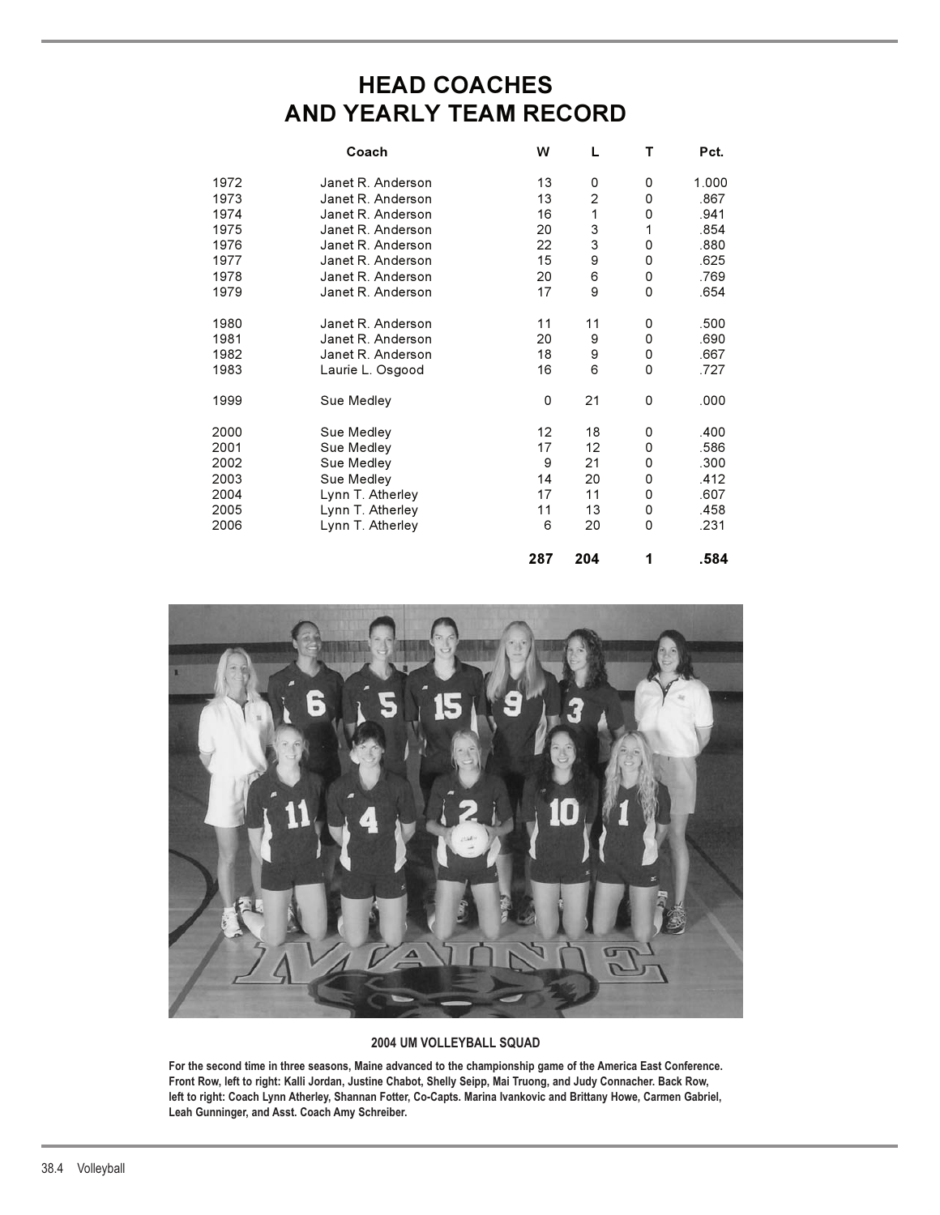# HEAD COACHES AND YEARLY TEAM RECORD

| | Coach | W | L | T | Pct. |
|---|---|---|---|---|---|
| 1972 | Janet R. Anderson | 13 | 0 | 0 | 1.000 |
| 1973 | Janet R. Anderson | 13 | 2 | 0 | .867 |
| 1974 | Janet R. Anderson | 16 | 1 | 0 | .941 |
| 1975 | Janet R. Anderson | 20 | 3 | 1 | .854 |
| 1976 | Janet R. Anderson | 22 | 3 | 0 | .880 |
| 1977 | Janet R. Anderson | 15 | 9 | 0 | .625 |
| 1978 | Janet R. Anderson | 20 | 6 | 0 | .769 |
| 1979 | Janet R. Anderson | 17 | 9 | 0 | .654 |
| 1980 | Janet R. Anderson | 11 | 11 | 0 | .500 |
| 1981 | Janet R. Anderson | 20 | 9 | 0 | .690 |
| 1982 | Janet R. Anderson | 18 | 9 | 0 | .667 |
| 1983 | Laurie L. Osgood | 16 | 6 | 0 | .727 |
| 1999 | Sue Medley | 0 | 21 | 0 | .000 |
| 2000 | Sue Medley | 12 | 18 | 0 | .400 |
| 2001 | Sue Medley | 17 | 12 | 0 | .586 |
| 2002 | Sue Medley | 9 | 21 | 0 | .300 |
| 2003 | Sue Medley | 14 | 20 | 0 | .412 |
| 2004 | Lynn T. Atherley | 17 | 11 | 0 | .607 |
| 2005 | Lynn T. Atherley | 11 | 13 | 0 | .458 |
| 2006 | Lynn T. Atherley | 6 | 20 | 0 | .231 |
| | | **287** | **204** | **1** | **.584** |

**2004 UM VOLLEYBALL SQUAD**

**For the second time in three seasons, Maine advanced to the championship game of the America East Conference. Front Row, left to right: Kalli Jordan, Justine Chabot, Shelly Seipp, Mai Truong, and Judy Connacher. Back Row, left to right: Coach Lynn Atherley, Shannan Fotter, Co-Capts. Marina Ivankovic and Brittany Howe, Carmen Gabriel, Leah Gunninger, and Asst. Coach Amy Schreiber.**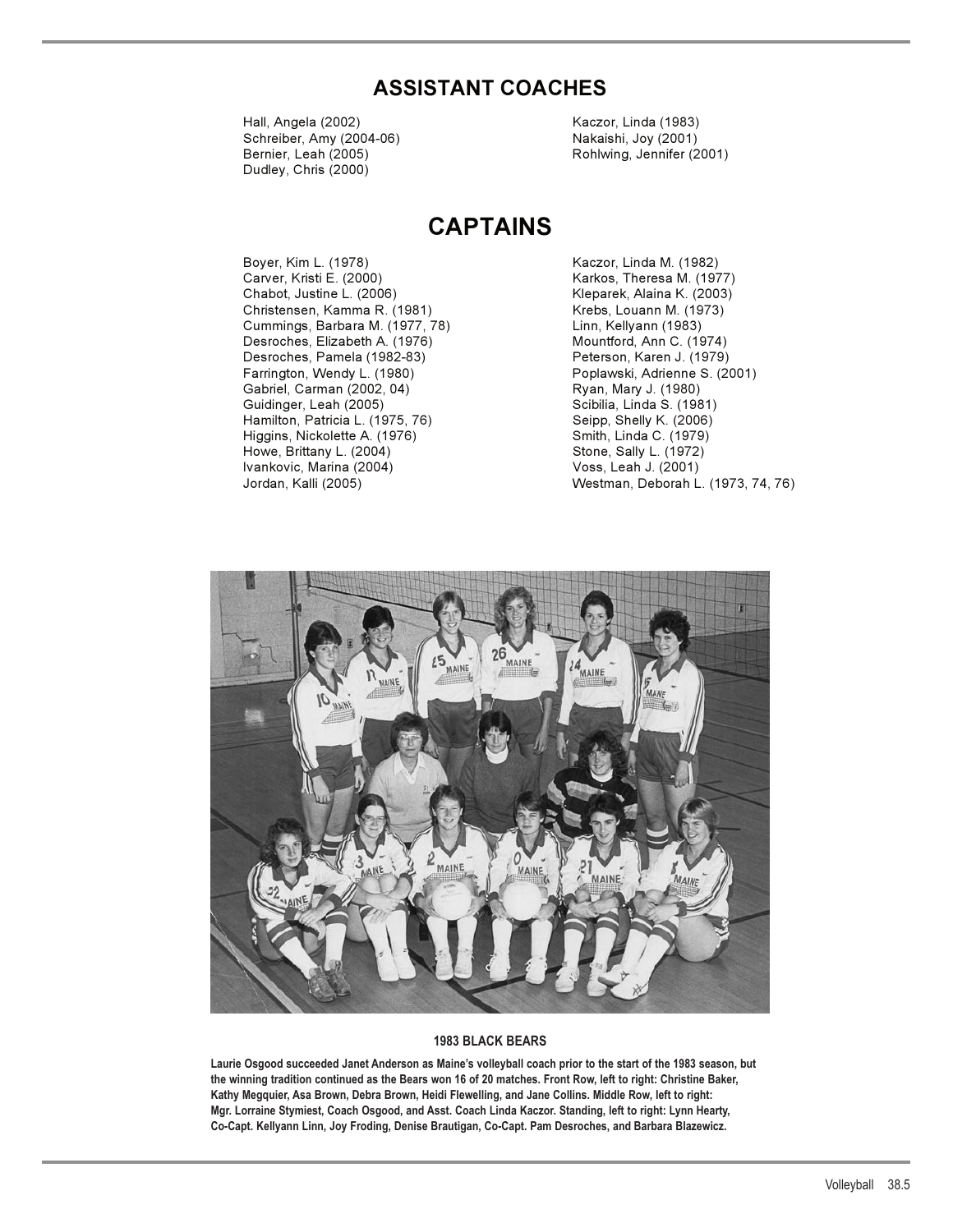## ASSISTANT COACHES

Hall, Angela (2002)
Schreiber, Amy (2004-06)
Bernier, Leah (2005)
Dudley, Chris (2000)
Kaczor, Linda (1983)
Nakaishi, Joy (2001)
Rohlwing, Jennifer (2001)

## CAPTAINS

Boyer, Kim L. (1978)
Carver, Kristi E. (2000)
Chabot, Justine L. (2006)
Christensen, Kamma R. (1981)
Cummings, Barbara M. (1977, 78)
Desroches, Elizabeth A. (1976)
Desroches, Pamela (1982-83)
Farrington, Wendy L. (1980)
Gabriel, Carman (2002, 04)
Guidinger, Leah (2005)
Hamilton, Patricia L. (1975, 76)
Higgins, Nickolette A. (1976)
Howe, Brittany L. (2004)
Ivankovic, Marina (2004)
Jordan, Kalli (2005)
Kaczor, Linda M. (1982)
Karkos, Theresa M. (1977)
Kleparek, Alaina K. (2003)
Krebs, Louann M. (1973)
Linn, Kellyann (1983)
Mountford, Ann C. (1974)
Peterson, Karen J. (1979)
Poplawski, Adrienne S. (2001)
Ryan, Mary J. (1980)
Scibilia, Linda S. (1981)
Seipp, Shelly K. (2006)
Smith, Linda C. (1979)
Stone, Sally L. (1972)
Voss, Leah J. (2001)
Westman, Deborah L. (1973, 74, 76)

**1983 BLACK BEARS**

**Laurie Osgood succeeded Janet Anderson as Maine's volleyball coach prior to the start of the 1983 season, but the winning tradition continued as the Bears won 16 of 20 matches. Front Row, left to right: Christine Baker, Kathy Megquier, Asa Brown, Debra Brown, Heidi Flewelling, and Jane Collins. Middle Row, left to right: Mgr. Lorraine Stymiest, Coach Osgood, and Asst. Coach Linda Kaczor. Standing, left to right: Lynn Hearty, Co-Capt. Kellyann Linn, Joy Froding, Denise Brautigan, Co-Capt. Pam Desroches, and Barbara Blazewicz.**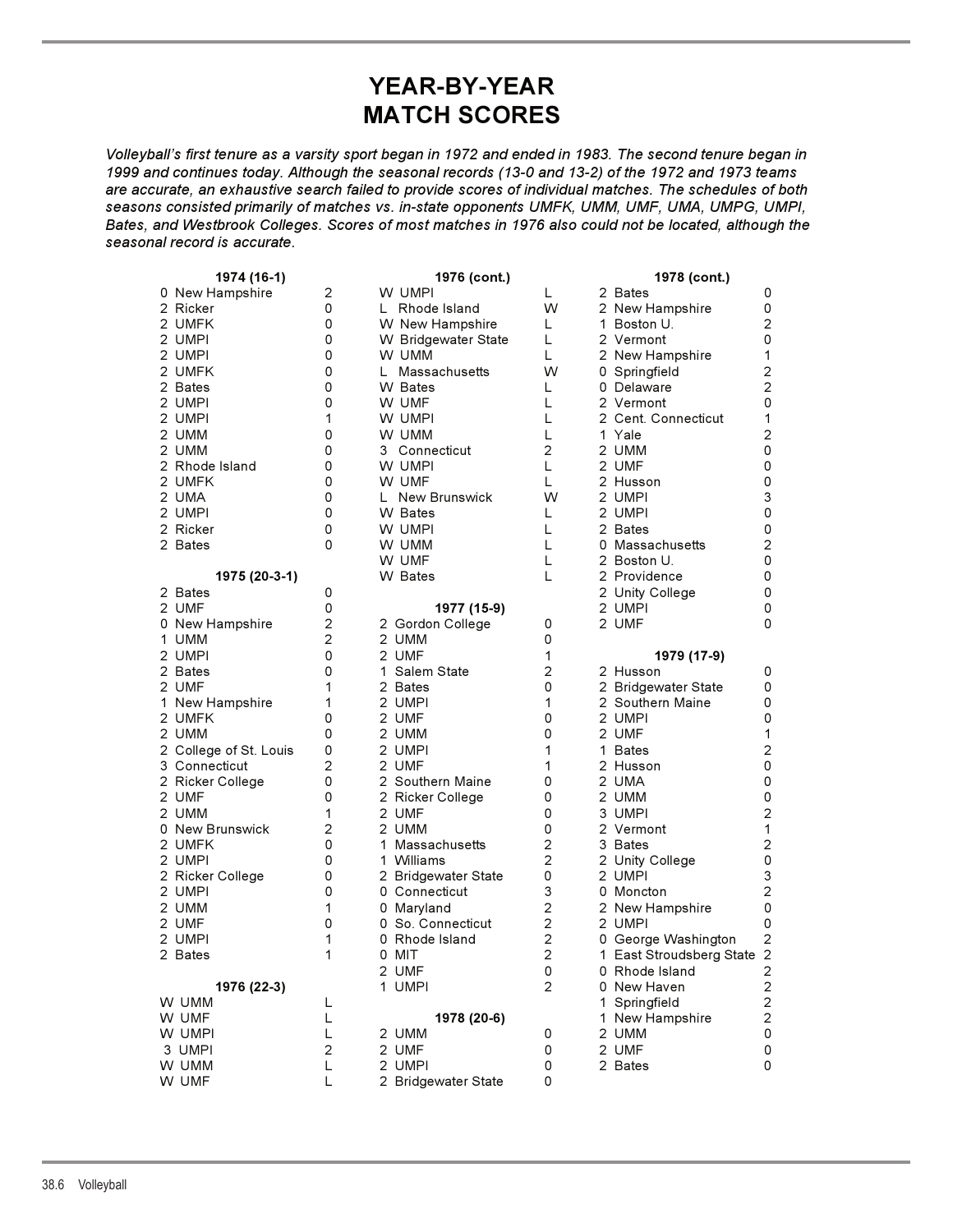# YEAR-BY-YEAR MATCH SCORES

*Volleyball's first tenure as a varsity sport began in 1972 and ended in 1983. The second tenure began in 1999 and continues today. Although the seasonal records (13-0 and 13-2) of the 1972 and 1973 teams are accurate, an exhaustive search failed to provide scores of individual matches. The schedules of both seasons consisted primarily of matches vs. in-state opponents UMFK, UMM, UMF, UMA, UMPG, UMPI, Bates, and Westbrook Colleges. Scores of most matches in 1976 also could not be located, although the seasonal record is accurate.*

### 1974 (16-1)

| | Opponent | |
|---|---|---|
| 0 | New Hampshire | 2 |
| 2 | Ricker | 0 |
| 2 | UMFK | 0 |
| 2 | UMPI | 0 |
| 2 | UMPI | 0 |
| 2 | UMFK | 0 |
| 2 | Bates | 0 |
| 2 | UMPI | 0 |
| 2 | UMPI | 1 |
| 2 | UMM | 0 |
| 2 | UMM | 0 |
| 2 | Rhode Island | 0 |
| 2 | UMFK | 0 |
| 2 | UMA | 0 |
| 2 | UMPI | 0 |
| 2 | Ricker | 0 |
| 2 | Bates | 0 |

### 1975 (20-3-1)

| | Opponent | |
|---|---|---|
| 2 | Bates | 0 |
| 2 | UMF | 0 |
| 0 | New Hampshire | 2 |
| 1 | UMM | 2 |
| 2 | UMPI | 0 |
| 2 | Bates | 0 |
| 2 | UMF | 1 |
| 1 | New Hampshire | 1 |
| 2 | UMFK | 0 |
| 2 | UMM | 0 |
| 2 | College of St. Louis | 0 |
| 3 | Connecticut | 2 |
| 2 | Ricker College | 0 |
| 2 | UMF | 0 |
| 2 | UMM | 1 |
| 0 | New Brunswick | 2 |
| 2 | UMFK | 0 |
| 2 | UMPI | 0 |
| 2 | Ricker College | 0 |
| 2 | UMPI | 0 |
| 2 | UMM | 1 |
| 2 | UMF | 0 |
| 2 | UMPI | 1 |
| 2 | Bates | 1 |

### 1976 (22-3)

| | Opponent | |
|---|---|---|
| W | UMM | L |
| W | UMF | L |
| W | UMPI | L |
| 3 | UMPI | 2 |
| W | UMM | L |
| W | UMF | L |
| W | UMPI | L |
| L | Rhode Island | W |
| W | New Hampshire | L |
| W | Bridgewater State | L |
| W | UMM | L |
| L | Massachusetts | W |
| W | Bates | L |
| W | UMF | L |
| W | UMPI | L |
| W | UMM | L |
| 3 | Connecticut | 2 |
| W | UMPI | L |
| W | UMF | L |
| L | New Brunswick | W |
| W | Bates | L |
| W | UMPI | L |
| W | UMM | L |
| W | UMF | L |
| W | Bates | L |

### 1977 (15-9)

| | Opponent | |
|---|---|---|
| 2 | Gordon College | 0 |
| 2 | UMM | 0 |
| 2 | UMF | 1 |
| 1 | Salem State | 2 |
| 2 | Bates | 0 |
| 2 | UMPI | 1 |
| 2 | UMF | 0 |
| 2 | UMM | 0 |
| 2 | UMPI | 1 |
| 2 | UMF | 1 |
| 2 | Southern Maine | 0 |
| 2 | Ricker College | 0 |
| 2 | UMF | 0 |
| 2 | UMM | 0 |
| 1 | Massachusetts | 2 |
| 1 | Williams | 2 |
| 2 | Bridgewater State | 0 |
| 0 | Connecticut | 3 |
| 0 | Maryland | 2 |
| 0 | So. Connecticut | 2 |
| 0 | Rhode Island | 2 |
| 0 | MIT | 2 |
| 2 | UMF | 0 |
| 1 | UMPI | 2 |

### 1978 (20-6)

| | Opponent | |
|---|---|---|
| 2 | UMM | 0 |
| 2 | UMF | 0 |
| 2 | UMPI | 0 |
| 2 | Bridgewater State | 0 |
| 2 | Bates | 0 |
| 2 | New Hampshire | 0 |
| 1 | Boston U. | 2 |
| 2 | Vermont | 0 |
| 2 | New Hampshire | 1 |
| 0 | Springfield | 2 |
| 0 | Delaware | 2 |
| 2 | Vermont | 0 |
| 2 | Cent. Connecticut | 1 |
| 1 | Yale | 2 |
| 2 | UMM | 0 |
| 2 | UMF | 0 |
| 2 | Husson | 0 |
| 2 | UMPI | 3 |
| 2 | UMPI | 0 |
| 2 | Bates | 0 |
| 0 | Massachusetts | 2 |
| 2 | Boston U. | 0 |
| 2 | Providence | 0 |
| 2 | Unity College | 0 |
| 2 | UMPI | 0 |
| 2 | UMF | 0 |

### 1979 (17-9)

| | Opponent | |
|---|---|---|
| 2 | Husson | 0 |
| 2 | Bridgewater State | 0 |
| 2 | Southern Maine | 0 |
| 2 | UMPI | 0 |
| 2 | UMF | 1 |
| 1 | Bates | 2 |
| 2 | Husson | 0 |
| 2 | UMA | 0 |
| 2 | UMM | 0 |
| 3 | UMPI | 2 |
| 2 | Vermont | 1 |
| 3 | Bates | 2 |
| 2 | Unity College | 0 |
| 2 | UMPI | 3 |
| 0 | Moncton | 2 |
| 2 | New Hampshire | 0 |
| 2 | UMPI | 0 |
| 0 | George Washington | 2 |
| 1 | East Stroudsberg State | 2 |
| 0 | Rhode Island | 2 |
| 0 | New Haven | 2 |
| 1 | Springfield | 2 |
| 1 | New Hampshire | 2 |
| 2 | UMM | 0 |
| 2 | UMF | 0 |
| 2 | Bates | 0 |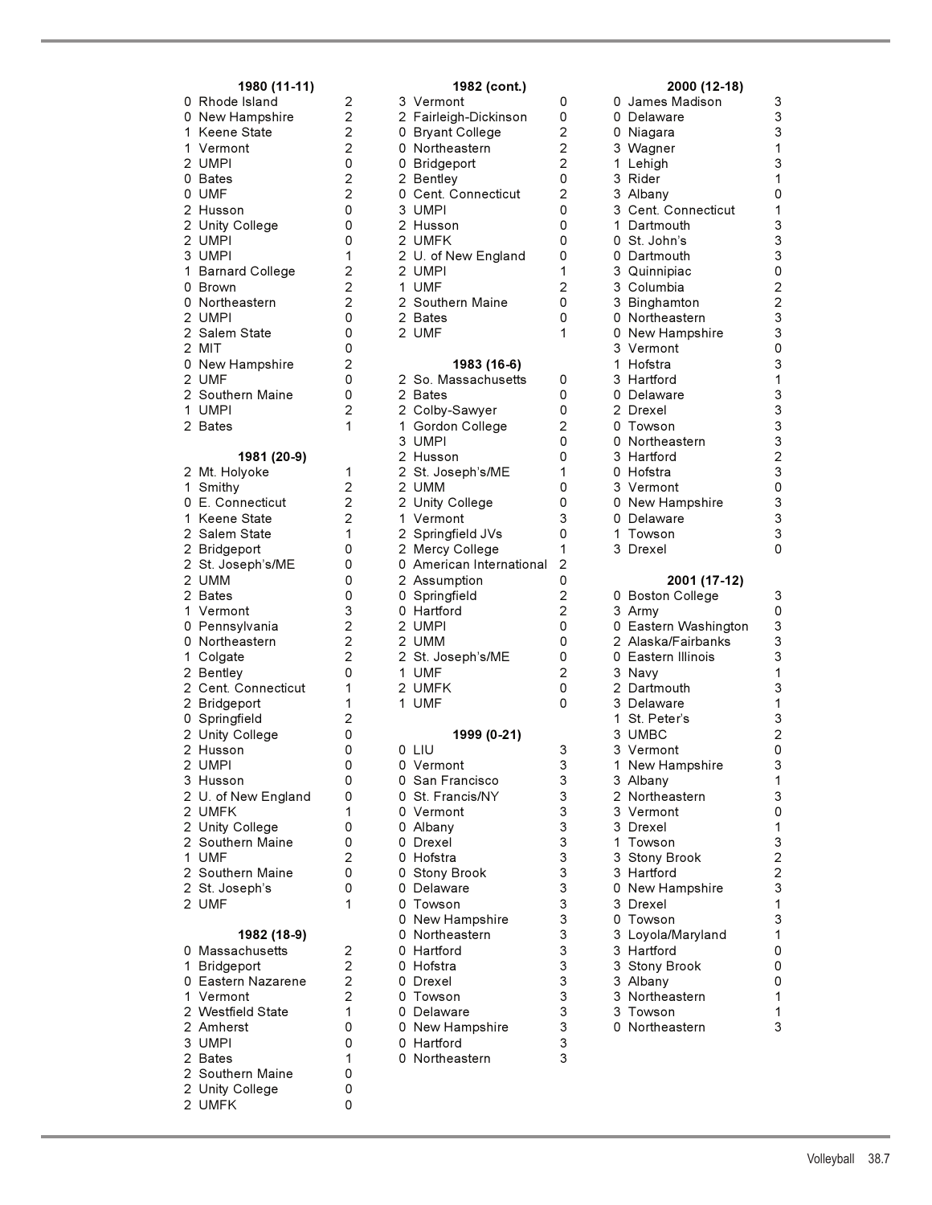### 1980 (11-11)

| | | |
|---|---|---|
| 0 | Rhode Island | 2 |
| 0 | New Hampshire | 2 |
| 1 | Keene State | 2 |
| 1 | Vermont | 2 |
| 2 | UMPI | 0 |
| 0 | Bates | 2 |
| 0 | UMF | 2 |
| 2 | Husson | 0 |
| 2 | Unity College | 0 |
| 2 | UMPI | 0 |
| 3 | UMPI | 1 |
| 1 | Barnard College | 2 |
| 0 | Brown | 2 |
| 0 | Northeastern | 2 |
| 2 | UMPI | 0 |
| 2 | Salem State | 0 |
| 2 | MIT | 0 |
| 0 | New Hampshire | 2 |
| 2 | UMF | 0 |
| 2 | Southern Maine | 0 |
| 1 | UMPI | 2 |
| 2 | Bates | 1 |

### 1981 (20-9)

| | | |
|---|---|---|
| 2 | Mt. Holyoke | 1 |
| 1 | Smithy | 2 |
| 0 | E. Connecticut | 2 |
| 1 | Keene State | 2 |
| 2 | Salem State | 1 |
| 2 | Bridgeport | 0 |
| 2 | St. Joseph's/ME | 0 |
| 2 | UMM | 0 |
| 2 | Bates | 0 |
| 1 | Vermont | 3 |
| 0 | Pennsylvania | 2 |
| 0 | Northeastern | 2 |
| 1 | Colgate | 2 |
| 2 | Bentley | 0 |
| 2 | Cent. Connecticut | 1 |
| 2 | Bridgeport | 1 |
| 0 | Springfield | 2 |
| 2 | Unity College | 0 |
| 2 | Husson | 0 |
| 2 | UMPI | 0 |
| 3 | Husson | 0 |
| 2 | U. of New England | 0 |
| 2 | UMFK | 1 |
| 2 | Unity College | 0 |
| 2 | Southern Maine | 0 |
| 1 | UMF | 2 |
| 2 | Southern Maine | 0 |
| 2 | St. Joseph's | 0 |
| 2 | UMF | 1 |

### 1982 (18-9)

| | | |
|---|---|---|
| 0 | Massachusetts | 2 |
| 1 | Bridgeport | 2 |
| 0 | Eastern Nazarene | 2 |
| 1 | Vermont | 2 |
| 2 | Westfield State | 1 |
| 2 | Amherst | 0 |
| 3 | UMPI | 0 |
| 2 | Bates | 1 |
| 2 | Southern Maine | 0 |
| 2 | Unity College | 0 |
| 2 | UMFK | 0 |

### 1982 (cont.)

| | | |
|---|---|---|
| 3 | Vermont | 0 |
| 2 | Fairleigh-Dickinson | 0 |
| 0 | Bryant College | 2 |
| 0 | Northeastern | 2 |
| 0 | Bridgeport | 2 |
| 2 | Bentley | 0 |
| 0 | Cent. Connecticut | 2 |
| 3 | UMPI | 0 |
| 2 | Husson | 0 |
| 2 | UMFK | 0 |
| 2 | U. of New England | 0 |
| 2 | UMPI | 1 |
| 1 | UMF | 2 |
| 2 | Southern Maine | 0 |
| 2 | Bates | 0 |
| 2 | UMF | 1 |

### 1983 (16-6)

| | | |
|---|---|---|
| 2 | So. Massachusetts | 0 |
| 2 | Bates | 0 |
| 2 | Colby-Sawyer | 0 |
| 1 | Gordon College | 2 |
| 3 | UMPI | 0 |
| 2 | Husson | 0 |
| 2 | St. Joseph's/ME | 1 |
| 2 | UMM | 0 |
| 2 | Unity College | 0 |
| 1 | Vermont | 3 |
| 2 | Springfield JVs | 0 |
| 2 | Mercy College | 1 |
| 0 | American International | 2 |
| 2 | Assumption | 0 |
| 0 | Springfield | 2 |
| 0 | Hartford | 2 |
| 2 | UMPI | 0 |
| 2 | UMM | 0 |
| 2 | St. Joseph's/ME | 0 |
| 1 | UMF | 2 |
| 2 | UMFK | 0 |
| 1 | UMF | 0 |

### 1999 (0-21)

| | | |
|---|---|---|
| 0 | LIU | 3 |
| 0 | Vermont | 3 |
| 0 | San Francisco | 3 |
| 0 | St. Francis/NY | 3 |
| 0 | Vermont | 3 |
| 0 | Albany | 3 |
| 0 | Drexel | 3 |
| 0 | Hofstra | 3 |
| 0 | Stony Brook | 3 |
| 0 | Delaware | 3 |
| 0 | Towson | 3 |
| 0 | New Hampshire | 3 |
| 0 | Northeastern | 3 |
| 0 | Hartford | 3 |
| 0 | Hofstra | 3 |
| 0 | Drexel | 3 |
| 0 | Towson | 3 |
| 0 | Delaware | 3 |
| 0 | New Hampshire | 3 |
| 0 | Hartford | 3 |
| 0 | Northeastern | 3 |

### 2000 (12-18)

| | | |
|---|---|---|
| 0 | James Madison | 3 |
| 0 | Delaware | 3 |
| 0 | Niagara | 3 |
| 3 | Wagner | 1 |
| 1 | Lehigh | 3 |
| 3 | Rider | 1 |
| 3 | Albany | 0 |
| 3 | Cent. Connecticut | 1 |
| 1 | Dartmouth | 3 |
| 0 | St. John's | 3 |
| 0 | Dartmouth | 3 |
| 3 | Quinnipiac | 0 |
| 3 | Columbia | 2 |
| 3 | Binghamton | 2 |
| 0 | Northeastern | 3 |
| 0 | New Hampshire | 3 |
| 3 | Vermont | 0 |
| 1 | Hofstra | 3 |
| 3 | Hartford | 1 |
| 0 | Delaware | 3 |
| 2 | Drexel | 3 |
| 0 | Towson | 3 |
| 0 | Northeastern | 3 |
| 3 | Hartford | 2 |
| 0 | Hofstra | 3 |
| 3 | Vermont | 0 |
| 0 | New Hampshire | 3 |
| 0 | Delaware | 3 |
| 1 | Towson | 3 |
| 3 | Drexel | 0 |

### 2001 (17-12)

| | | |
|---|---|---|
| 0 | Boston College | 3 |
| 3 | Army | 0 |
| 0 | Eastern Washington | 3 |
| 2 | Alaska/Fairbanks | 3 |
| 0 | Eastern Illinois | 3 |
| 3 | Navy | 1 |
| 2 | Dartmouth | 3 |
| 3 | Delaware | 1 |
| 1 | St. Peter's | 3 |
| 3 | UMBC | 2 |
| 3 | Vermont | 0 |
| 1 | New Hampshire | 3 |
| 3 | Albany | 1 |
| 2 | Northeastern | 3 |
| 3 | Vermont | 0 |
| 3 | Drexel | 1 |
| 1 | Towson | 3 |
| 3 | Stony Brook | 2 |
| 3 | Hartford | 2 |
| 0 | New Hampshire | 3 |
| 3 | Drexel | 1 |
| 0 | Towson | 3 |
| 3 | Loyola/Maryland | 1 |
| 3 | Hartford | 0 |
| 3 | Stony Brook | 0 |
| 3 | Albany | 0 |
| 3 | Northeastern | 1 |
| 3 | Towson | 1 |
| 0 | Northeastern | 3 |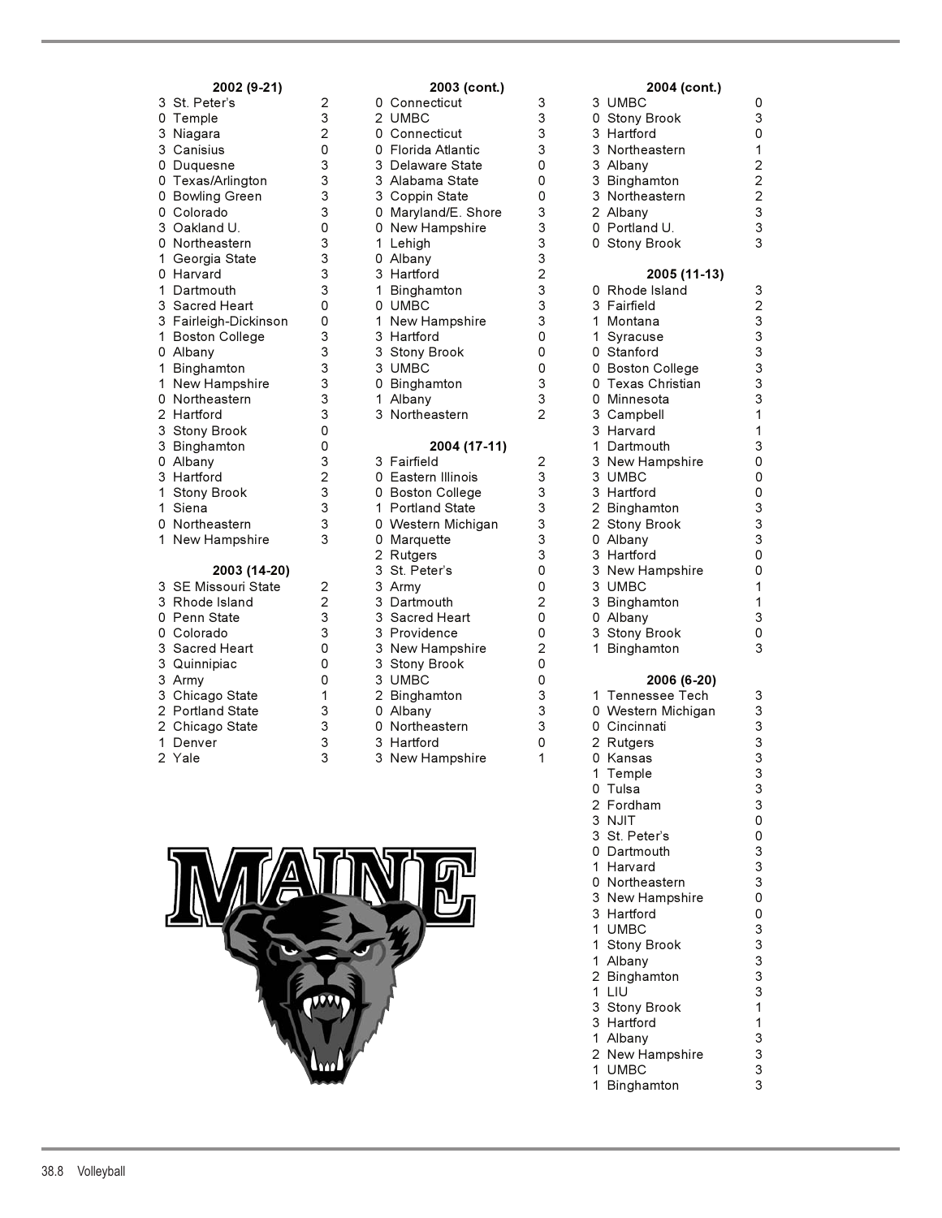**2002 (9-21)**

| | Opponent | |
|---|---|---|
| 3 | St. Peter's | 2 |
| 0 | Temple | 3 |
| 3 | Niagara | 2 |
| 3 | Canisius | 0 |
| 0 | Duquesne | 3 |
| 0 | Texas/Arlington | 3 |
| 0 | Bowling Green | 3 |
| 0 | Colorado | 3 |
| 3 | Oakland U. | 0 |
| 0 | Northeastern | 3 |
| 1 | Georgia State | 3 |
| 0 | Harvard | 3 |
| 1 | Dartmouth | 3 |
| 3 | Sacred Heart | 0 |
| 3 | Fairleigh-Dickinson | 0 |
| 1 | Boston College | 3 |
| 0 | Albany | 3 |
| 1 | Binghamton | 3 |
| 1 | New Hampshire | 3 |
| 0 | Northeastern | 3 |
| 2 | Hartford | 3 |
| 3 | Stony Brook | 0 |
| 3 | Binghamton | 0 |
| 0 | Albany | 3 |
| 3 | Hartford | 2 |
| 1 | Stony Brook | 3 |
| 1 | Siena | 3 |
| 0 | Northeastern | 3 |
| 1 | New Hampshire | 3 |

**2003 (14-20)**

| | Opponent | |
|---|---|---|
| 3 | SE Missouri State | 2 |
| 3 | Rhode Island | 2 |
| 0 | Penn State | 3 |
| 0 | Colorado | 3 |
| 3 | Sacred Heart | 0 |
| 3 | Quinnipiac | 0 |
| 3 | Army | 0 |
| 3 | Chicago State | 1 |
| 2 | Portland State | 3 |
| 2 | Chicago State | 3 |
| 1 | Denver | 3 |
| 2 | Yale | 3 |
| 0 | Connecticut | 3 |
| 2 | UMBC | 3 |
| 0 | Connecticut | 3 |
| 0 | Florida Atlantic | 3 |
| 3 | Delaware State | 0 |
| 3 | Alabama State | 0 |
| 3 | Coppin State | 0 |
| 0 | Maryland/E. Shore | 3 |
| 0 | New Hampshire | 3 |
| 1 | Lehigh | 3 |
| 0 | Albany | 3 |
| 3 | Hartford | 2 |
| 1 | Binghamton | 3 |
| 0 | UMBC | 3 |
| 1 | New Hampshire | 3 |
| 3 | Hartford | 0 |
| 3 | Stony Brook | 0 |
| 3 | UMBC | 0 |
| 0 | Binghamton | 3 |
| 1 | Albany | 3 |
| 3 | Northeastern | 2 |

**2004 (17-11)**

| | Opponent | |
|---|---|---|
| 3 | Fairfield | 2 |
| 0 | Eastern Illinois | 3 |
| 0 | Boston College | 3 |
| 1 | Portland State | 3 |
| 0 | Western Michigan | 3 |
| 0 | Marquette | 3 |
| 2 | Rutgers | 3 |
| 3 | St. Peter's | 0 |
| 3 | Army | 0 |
| 3 | Dartmouth | 2 |
| 3 | Sacred Heart | 0 |
| 3 | Providence | 0 |
| 3 | New Hampshire | 2 |
| 3 | Stony Brook | 0 |
| 3 | UMBC | 0 |
| 2 | Binghamton | 3 |
| 0 | Albany | 3 |
| 0 | Northeastern | 3 |
| 3 | Hartford | 0 |
| 3 | New Hampshire | 1 |
| 3 | UMBC | 0 |
| 0 | Stony Brook | 3 |
| 3 | Hartford | 0 |
| 3 | Northeastern | 1 |
| 3 | Albany | 2 |
| 3 | Binghamton | 2 |
| 3 | Northeastern | 2 |
| 2 | Albany | 3 |
| 0 | Portland U. | 3 |
| 0 | Stony Brook | 3 |

**2005 (11-13)**

| | Opponent | |
|---|---|---|
| 0 | Rhode Island | 3 |
| 3 | Fairfield | 2 |
| 1 | Montana | 3 |
| 1 | Syracuse | 3 |
| 0 | Stanford | 3 |
| 0 | Boston College | 3 |
| 0 | Texas Christian | 3 |
| 0 | Minnesota | 3 |
| 3 | Campbell | 1 |
| 3 | Harvard | 1 |
| 1 | Dartmouth | 3 |
| 3 | New Hampshire | 0 |
| 3 | UMBC | 0 |
| 3 | Hartford | 0 |
| 2 | Binghamton | 3 |
| 2 | Stony Brook | 3 |
| 0 | Albany | 3 |
| 3 | Hartford | 0 |
| 3 | New Hampshire | 0 |
| 3 | UMBC | 1 |
| 3 | Binghamton | 1 |
| 0 | Albany | 3 |
| 3 | Stony Brook | 0 |
| 1 | Binghamton | 3 |

**2006 (6-20)**

| | Opponent | |
|---|---|---|
| 1 | Tennessee Tech | 3 |
| 0 | Western Michigan | 3 |
| 0 | Cincinnati | 3 |
| 2 | Rutgers | 3 |
| 0 | Kansas | 3 |
| 1 | Temple | 3 |
| 0 | Tulsa | 3 |
| 2 | Fordham | 3 |
| 3 | NJIT | 0 |
| 3 | St. Peter's | 0 |
| 0 | Dartmouth | 3 |
| 1 | Harvard | 3 |
| 0 | Northeastern | 3 |
| 3 | New Hampshire | 0 |
| 3 | Hartford | 0 |
| 1 | UMBC | 3 |
| 1 | Stony Brook | 3 |
| 1 | Albany | 3 |
| 2 | Binghamton | 3 |
| 1 | LIU | 3 |
| 3 | Stony Brook | 1 |
| 3 | Hartford | 1 |
| 1 | Albany | 3 |
| 2 | New Hampshire | 3 |
| 1 | UMBC | 3 |
| 1 | Binghamton | 3 |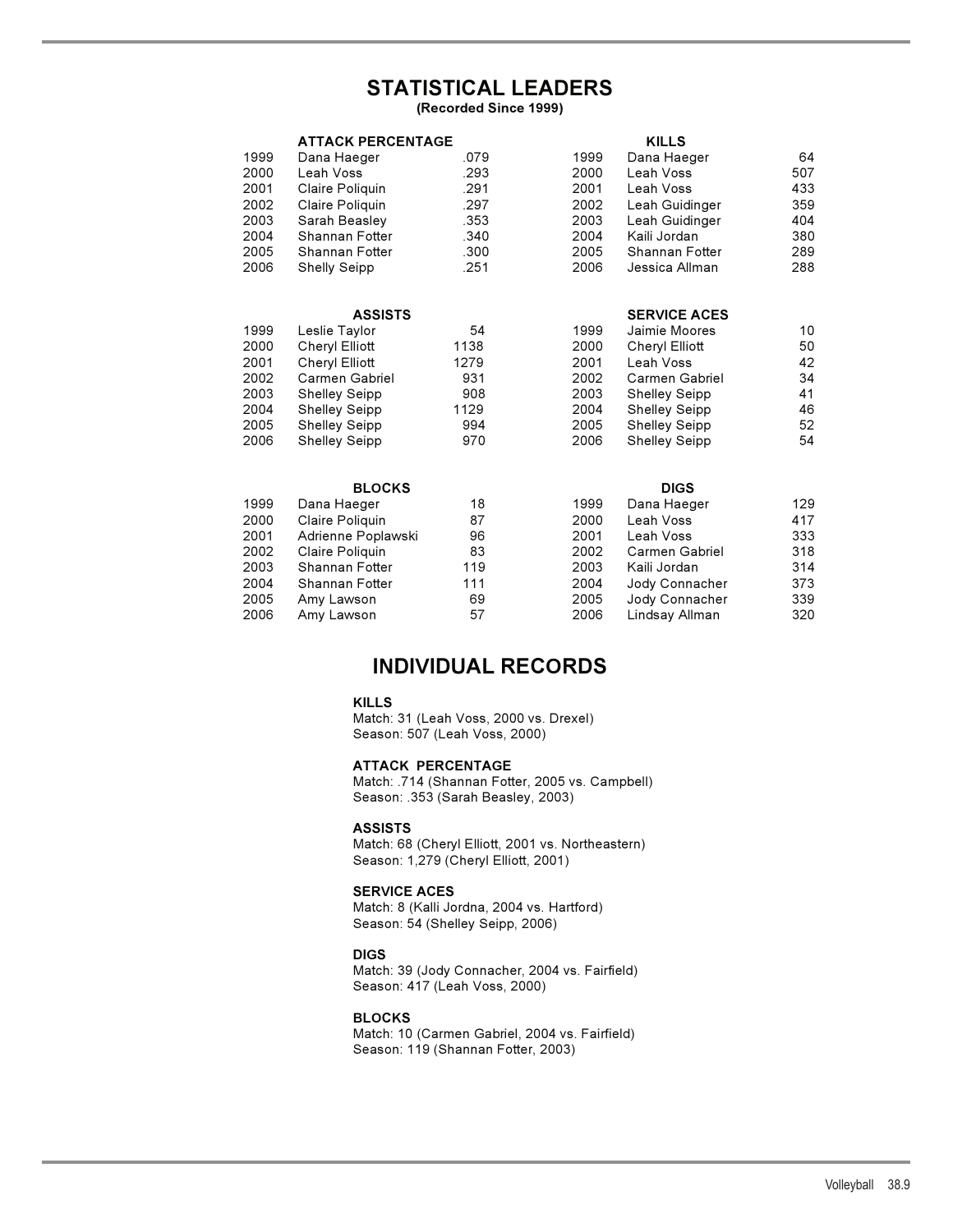# STATISTICAL LEADERS

**(Recorded Since 1999)**

### ATTACK PERCENTAGE

| Year | Player | Pct. |
|---|---|---|
| 1999 | Dana Haeger | .079 |
| 2000 | Leah Voss | .293 |
| 2001 | Claire Poliquin | .291 |
| 2002 | Claire Poliquin | .297 |
| 2003 | Sarah Beasley | .353 |
| 2004 | Shannan Fotter | .340 |
| 2005 | Shannan Fotter | .300 |
| 2006 | Shelly Seipp | .251 |

### KILLS

| Year | Player | Kills |
|---|---|---|
| 1999 | Dana Haeger | 64 |
| 2000 | Leah Voss | 507 |
| 2001 | Leah Voss | 433 |
| 2002 | Leah Guidinger | 359 |
| 2003 | Leah Guidinger | 404 |
| 2004 | Kaili Jordan | 380 |
| 2005 | Shannan Fotter | 289 |
| 2006 | Jessica Allman | 288 |

### ASSISTS

| Year | Player | Assists |
|---|---|---|
| 1999 | Leslie Taylor | 54 |
| 2000 | Cheryl Elliott | 1138 |
| 2001 | Cheryl Elliott | 1279 |
| 2002 | Carmen Gabriel | 931 |
| 2003 | Shelley Seipp | 908 |
| 2004 | Shelley Seipp | 1129 |
| 2005 | Shelley Seipp | 994 |
| 2006 | Shelley Seipp | 970 |

### SERVICE ACES

| Year | Player | Aces |
|---|---|---|
| 1999 | Jaimie Moores | 10 |
| 2000 | Cheryl Elliott | 50 |
| 2001 | Leah Voss | 42 |
| 2002 | Carmen Gabriel | 34 |
| 2003 | Shelley Seipp | 41 |
| 2004 | Shelley Seipp | 46 |
| 2005 | Shelley Seipp | 52 |
| 2006 | Shelley Seipp | 54 |

### BLOCKS

| Year | Player | Blocks |
|---|---|---|
| 1999 | Dana Haeger | 18 |
| 2000 | Claire Poliquin | 87 |
| 2001 | Adrienne Poplawski | 96 |
| 2002 | Claire Poliquin | 83 |
| 2003 | Shannan Fotter | 119 |
| 2004 | Shannan Fotter | 111 |
| 2005 | Amy Lawson | 69 |
| 2006 | Amy Lawson | 57 |

### DIGS

| Year | Player | Digs |
|---|---|---|
| 1999 | Dana Haeger | 129 |
| 2000 | Leah Voss | 417 |
| 2001 | Leah Voss | 333 |
| 2002 | Carmen Gabriel | 318 |
| 2003 | Kaili Jordan | 314 |
| 2004 | Jody Connacher | 373 |
| 2005 | Jody Connacher | 339 |
| 2006 | Lindsay Allman | 320 |

# INDIVIDUAL RECORDS

**KILLS**
Match: 31 (Leah Voss, 2000 vs. Drexel)
Season: 507 (Leah Voss, 2000)

**ATTACK PERCENTAGE**
Match: .714 (Shannan Fotter, 2005 vs. Campbell)
Season: .353 (Sarah Beasley, 2003)

**ASSISTS**
Match: 68 (Cheryl Elliott, 2001 vs. Northeastern)
Season: 1,279 (Cheryl Elliott, 2001)

**SERVICE ACES**
Match: 8 (Kalli Jordna, 2004 vs. Hartford)
Season: 54 (Shelley Seipp, 2006)

**DIGS**
Match: 39 (Jody Connacher, 2004 vs. Fairfield)
Season: 417 (Leah Voss, 2000)

**BLOCKS**
Match: 10 (Carmen Gabriel, 2004 vs. Fairfield)
Season: 119 (Shannan Fotter, 2003)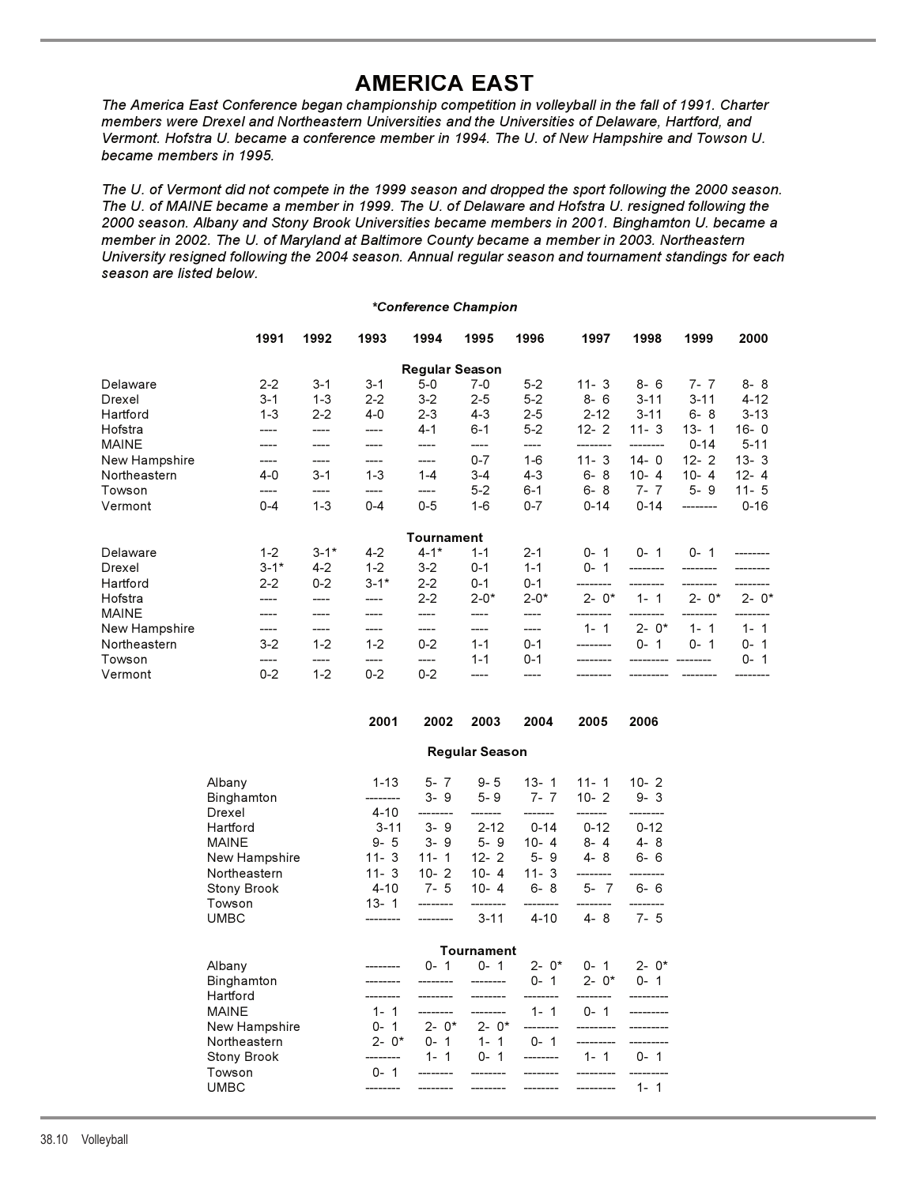# AMERICA EAST

*The America East Conference began championship competition in volleyball in the fall of 1991. Charter members were Drexel and Northeastern Universities and the Universities of Delaware, Hartford, and Vermont. Hofstra U. became a conference member in 1994. The U. of New Hampshire and Towson U. became members in 1995.*

*The U. of Vermont did not compete in the 1999 season and dropped the sport following the 2000 season. The U. of MAINE became a member in 1999. The U. of Delaware and Hofstra U. resigned following the 2000 season. Albany and Stony Brook Universities became members in 2001. Binghamton U. became a member in 2002. The U. of Maryland at Baltimore County became a member in 2003. Northeastern University resigned following the 2004 season. Annual regular season and tournament standings for each season are listed below.*

***Conference Champion**

| | 1991 | 1992 | 1993 | 1994 | 1995 | 1996 | 1997 | 1998 | 1999 | 2000 |
|---|---|---|---|---|---|---|---|---|---|---|
| **Regular Season** | | | | | | | | | | |
| Delaware | 2-2 | 3-1 | 3-1 | 5-0 | 7-0 | 5-2 | 11- 3 | 8- 6 | 7- 7 | 8- 8 |
| Drexel | 3-1 | 1-3 | 2-2 | 3-2 | 2-5 | 5-2 | 8- 6 | 3-11 | 3-11 | 4-12 |
| Hartford | 1-3 | 2-2 | 4-0 | 2-3 | 4-3 | 2-5 | 2-12 | 3-11 | 6- 8 | 3-13 |
| Hofstra | ---- | ---- | ---- | 4-1 | 6-1 | 5-2 | 12- 2 | 11- 3 | 13- 1 | 16- 0 |
| MAINE | ---- | ---- | ---- | ---- | ---- | ---- | -------- | -------- | 0-14 | 5-11 |
| New Hampshire | ---- | ---- | ---- | ---- | 0-7 | 1-6 | 11- 3 | 14- 0 | 12- 2 | 13- 3 |
| Northeastern | 4-0 | 3-1 | 1-3 | 1-4 | 3-4 | 4-3 | 6- 8 | 10- 4 | 10- 4 | 12- 4 |
| Towson | ---- | ---- | ---- | ---- | 5-2 | 6-1 | 6- 8 | 7- 7 | 5- 9 | 11- 5 |
| Vermont | 0-4 | 1-3 | 0-4 | 0-5 | 1-6 | 0-7 | 0-14 | 0-14 | -------- | 0-16 |
| **Tournament** | | | | | | | | | | |
| Delaware | 1-2 | 3-1* | 4-2 | 4-1* | 1-1 | 2-1 | 0- 1 | 0- 1 | 0- 1 | -------- |
| Drexel | 3-1* | 4-2 | 1-2 | 3-2 | 0-1 | 1-1 | 0- 1 | -------- | -------- | -------- |
| Hartford | 2-2 | 0-2 | 3-1* | 2-2 | 0-1 | 0-1 | -------- | -------- | -------- | -------- |
| Hofstra | ---- | ---- | ---- | 2-2 | 2-0* | 2-0* | 2- 0* | 1- 1 | 2- 0* | 2- 0* |
| MAINE | ---- | ---- | ---- | ---- | ---- | ---- | -------- | -------- | -------- | -------- |
| New Hampshire | ---- | ---- | ---- | ---- | ---- | ---- | 1- 1 | 2- 0* | 1- 1 | 1- 1 |
| Northeastern | 3-2 | 1-2 | 1-2 | 0-2 | 1-1 | 0-1 | -------- | 0- 1 | 0- 1 | 0- 1 |
| Towson | ---- | ---- | ---- | ---- | 1-1 | 0-1 | -------- | -------- | -------- | 0- 1 |
| Vermont | 0-2 | 1-2 | 0-2 | 0-2 | ---- | ---- | -------- | -------- | -------- | -------- |

| | 2001 | 2002 | 2003 | 2004 | 2005 | 2006 |
|---|---|---|---|---|---|---|
| **Regular Season** | | | | | | |
| Albany | 1-13 | 5- 7 | 9- 5 | 13- 1 | 11- 1 | 10- 2 |
| Binghamton | -------- | 3- 9 | 5- 9 | 7- 7 | 10- 2 | 9- 3 |
| Drexel | 4-10 | -------- | ------- | ------- | ------- | -------- |
| Hartford | 3-11 | 3- 9 | 2-12 | 0-14 | 0-12 | 0-12 |
| MAINE | 9- 5 | 3- 9 | 5- 9 | 10- 4 | 8- 4 | 4- 8 |
| New Hampshire | 11- 3 | 11- 1 | 12- 2 | 5- 9 | 4- 8 | 6- 6 |
| Northeastern | 11- 3 | 10- 2 | 10- 4 | 11- 3 | -------- | -------- |
| Stony Brook | 4-10 | 7- 5 | 10- 4 | 6- 8 | 5- 7 | 6- 6 |
| Towson | 13- 1 | -------- | -------- | -------- | -------- | -------- |
| UMBC | -------- | -------- | 3-11 | 4-10 | 4- 8 | 7- 5 |
| **Tournament** | | | | | | |
| Albany | -------- | 0- 1 | 0- 1 | 2- 0* | 0- 1 | 2- 0* |
| Binghamton | -------- | -------- | -------- | 0- 1 | 2- 0* | 0- 1 |
| Hartford | -------- | -------- | -------- | -------- | -------- | --------- |
| MAINE | 1- 1 | -------- | -------- | 1- 1 | 0- 1 | --------- |
| New Hampshire | 0- 1 | 2- 0* | 2- 0* | -------- | --------- | --------- |
| Northeastern | 2- 0* | 0- 1 | 1- 1 | 0- 1 | --------- | --------- |
| Stony Brook | -------- | 1- 1 | 0- 1 | -------- | 1- 1 | 0- 1 |
| Towson | 0- 1 | -------- | -------- | -------- | --------- | --------- |
| UMBC | -------- | -------- | -------- | -------- | --------- | 1- 1 |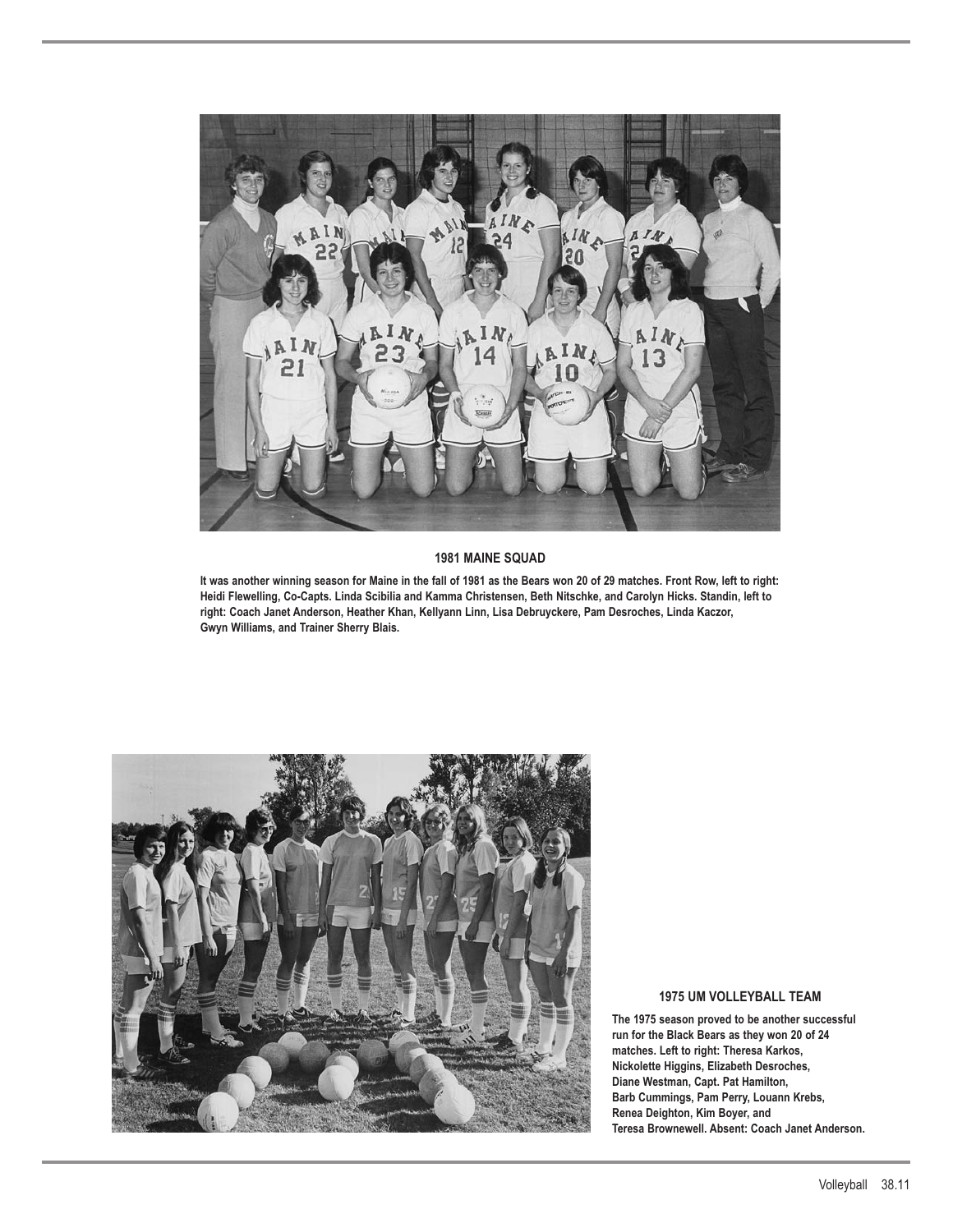### 1981 MAINE SQUAD

**It was another winning season for Maine in the fall of 1981 as the Bears won 20 of 29 matches. Front Row, left to right: Heidi Flewelling, Co-Capts. Linda Scibilia and Kamma Christensen, Beth Nitschke, and Carolyn Hicks. Standin, left to right: Coach Janet Anderson, Heather Khan, Kellyann Linn, Lisa Debruyckere, Pam Desroches, Linda Kaczor, Gwyn Williams, and Trainer Sherry Blais.**

### 1975 UM VOLLEYBALL TEAM

**The 1975 season proved to be another successful run for the Black Bears as they won 20 of 24 matches. Left to right: Theresa Karkos, Nickolette Higgins, Elizabeth Desroches, Diane Westman, Capt. Pat Hamilton, Barb Cummings, Pam Perry, Louann Krebs, Renea Deighton, Kim Boyer, and Teresa Brownewell. Absent: Coach Janet Anderson.**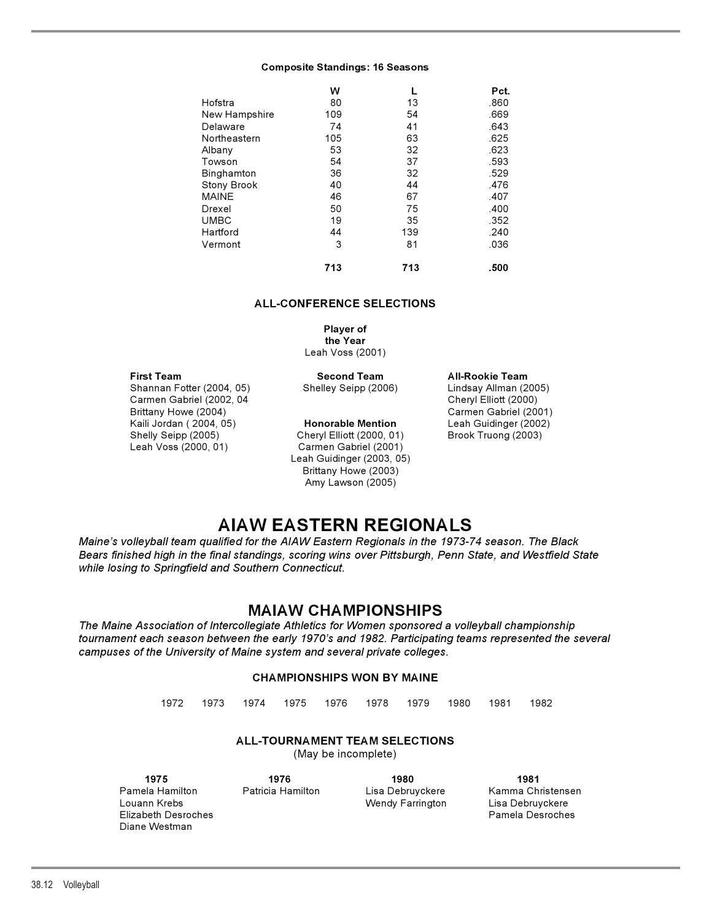**Composite Standings: 16 Seasons**

| | W | L | Pct. |
|---|---|---|---|
| Hofstra | 80 | 13 | .860 |
| New Hampshire | 109 | 54 | .669 |
| Delaware | 74 | 41 | .643 |
| Northeastern | 105 | 63 | .625 |
| Albany | 53 | 32 | .623 |
| Towson | 54 | 37 | .593 |
| Binghamton | 36 | 32 | .529 |
| Stony Brook | 40 | 44 | .476 |
| MAINE | 46 | 67 | .407 |
| Drexel | 50 | 75 | .400 |
| UMBC | 19 | 35 | .352 |
| Hartford | 44 | 139 | .240 |
| Vermont | 3 | 81 | .036 |
| | **713** | **713** | **.500** |

### ALL-CONFERENCE SELECTIONS

**Player of the Year**
Leah Voss (2001)

**First Team**
Shannan Fotter (2004, 05)
Carmen Gabriel (2002, 04
Brittany Howe (2004)
Kaili Jordan ( 2004, 05)
Shelly Seipp (2005)
Leah Voss (2000, 01)

**Second Team**
Shelley Seipp (2006)

**Honorable Mention**
Cheryl Elliott (2000, 01)
Carmen Gabriel (2001)
Leah Guidinger (2003, 05)
Brittany Howe (2003)
Amy Lawson (2005)

**All-Rookie Team**
Lindsay Allman (2005)
Cheryl Elliott (2000)
Carmen Gabriel (2001)
Leah Guidinger (2002)
Brook Truong (2003)

# AIAW EASTERN REGIONALS

*Maine's volleyball team qualified for the AIAW Eastern Regionals in the 1973-74 season. The Black Bears finished high in the final standings, scoring wins over Pittsburgh, Penn State, and Westfield State while losing to Springfield and Southern Connecticut.*

# MAIAW CHAMPIONSHIPS

*The Maine Association of Intercollegiate Athletics for Women sponsored a volleyball championship tournament each season between the early 1970's and 1982. Participating teams represented the several campuses of the University of Maine system and several private colleges.*

### CHAMPIONSHIPS WON BY MAINE

1972 1973 1974 1975 1976 1978 1979 1980 1981 1982

### ALL-TOURNAMENT TEAM SELECTIONS

(May be incomplete)

**1975**
Pamela Hamilton
Louann Krebs
Elizabeth Desroches
Diane Westman

**1976**
Patricia Hamilton

**1980**
Lisa Debruyckere
Wendy Farrington

**1981**
Kamma Christensen
Lisa Debruyckere
Pamela Desroches